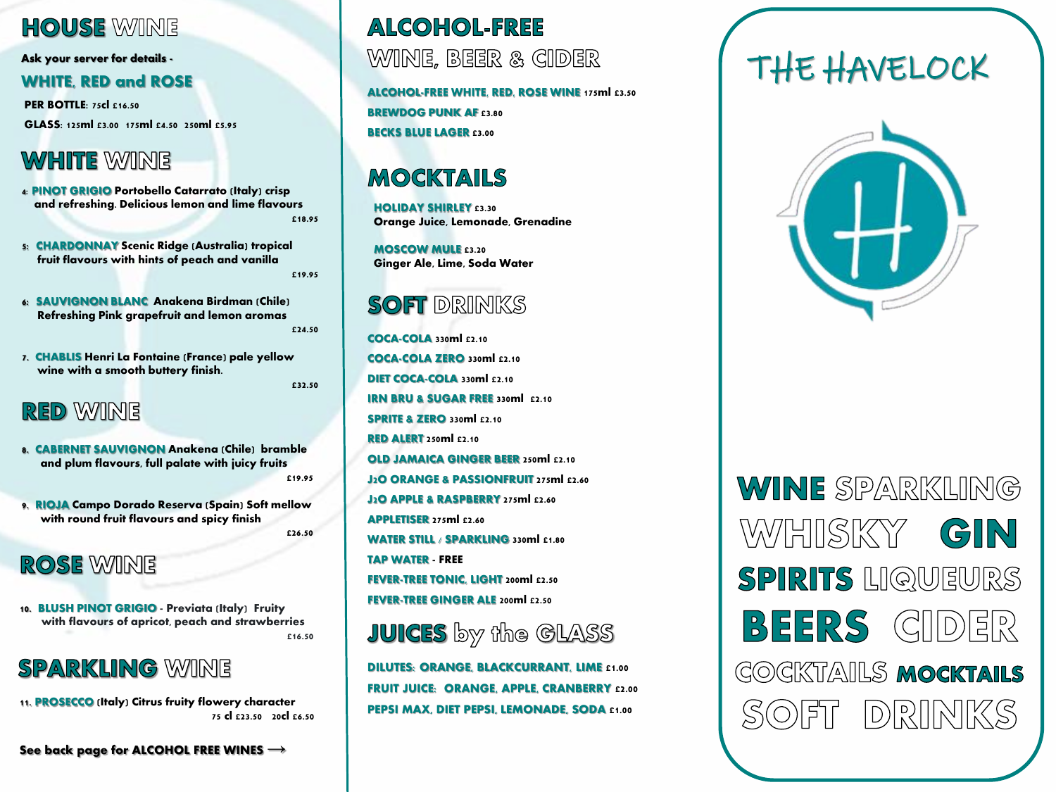# HOUSE WINE

**Ask your server for details -**

## WHITE, RED and ROSE

**PER BOTTLE**: 75cl £16.50

**GLASS**: 125ml £3.00 175ml £4.50 250ml £5.95

# WHITE WINE

4: **PINOT GRIGIO** Portobello Catarrato (Italy) crisp and refreshing. Delicious lemon and lime flavours
£18.95

5: **CHARDONNAY** Scenic Ridge (Australia) tropical fruit flavours with hints of peach and vanilla
£19.95

6: **SAUVIGNON BLANC** Anakena Birdman (Chile) Refreshing Pink grapefruit and lemon aromas
£24.50

7. **CHABLIS** Henri La Fontaine (France) pale yellow wine with a smooth buttery finish.
£32.50

# RED WINE

8. **CABERNET SAUVIGNON** Anakena (Chile) bramble and plum flavours, full palate with juicy fruits
£19.95

9. **RIOJA** Campo Dorado Reserva (Spain) Soft mellow with round fruit flavours and spicy finish
£26.50

# ROSE WINE

10. **BLUSH PINOT GRIGIO** - Previata (Italy) Fruity with flavours of apricot, peach and strawberries
£16.50

# SPARKLING WINE

11. **PROSECCO** (Italy) Citrus fruity flowery character
75 cl £23.50 20cl £6.50

**See back page for ALCOHOL FREE WINES ⟶**

# ALCOHOL-FREE WINE, BEER & CIDER

**ALCOHOL-FREE WHITE, RED, ROSE WINE** 175ml £3.50

**BREWDOG PUNK AF** £3.80

**BECKS BLUE LAGER** £3.00

# MOCKTAILS

**HOLIDAY SHIRLEY** £3.30
Orange Juice, Lemonade, Grenadine

**MOSCOW MULE** £3.20
Ginger Ale, Lime, Soda Water

# SOFT DRINKS

**COCA-COLA** 330ml £2.10

**COCA-COLA ZERO** 330ml £2.10

**DIET COCA-COLA** 330ml £2.10

**IRN BRU & SUGAR FREE** 330ml £2.10

**SPRITE & ZERO** 330ml £2.10

**RED ALERT** 250ml £2.10

**OLD JAMAICA GINGER BEER** 250ml £2.10

**J2O ORANGE & PASSIONFRUIT** 275ml £2.60

**J2O APPLE & RASPBERRY** 275ml £2.60

**APPLETISER** 275ml £2.60

**WATER STILL / SPARKLING** 330ml £1.80

**TAP WATER** - FREE

**FEVER-TREE TONIC, LIGHT** 200ml £2.50

**FEVER-TREE GINGER ALE** 200ml £2.50

# JUICES by the GLASS

**DILUTES: ORANGE, BLACKCURRANT, LIME** £1.00

**FRUIT JUICE: ORANGE, APPLE, CRANBERRY** £2.00

**PEPSI MAX, DIET PEPSI, LEMONADE, SODA** £1.00

# THE HAVELOCK

**WINE** SPARKLING
WHISKY **GIN**
**SPIRITS** LIQUEURS
**BEERS** CIDER
COCKTAILS **MOCKTAILS**
SOFT DRINKS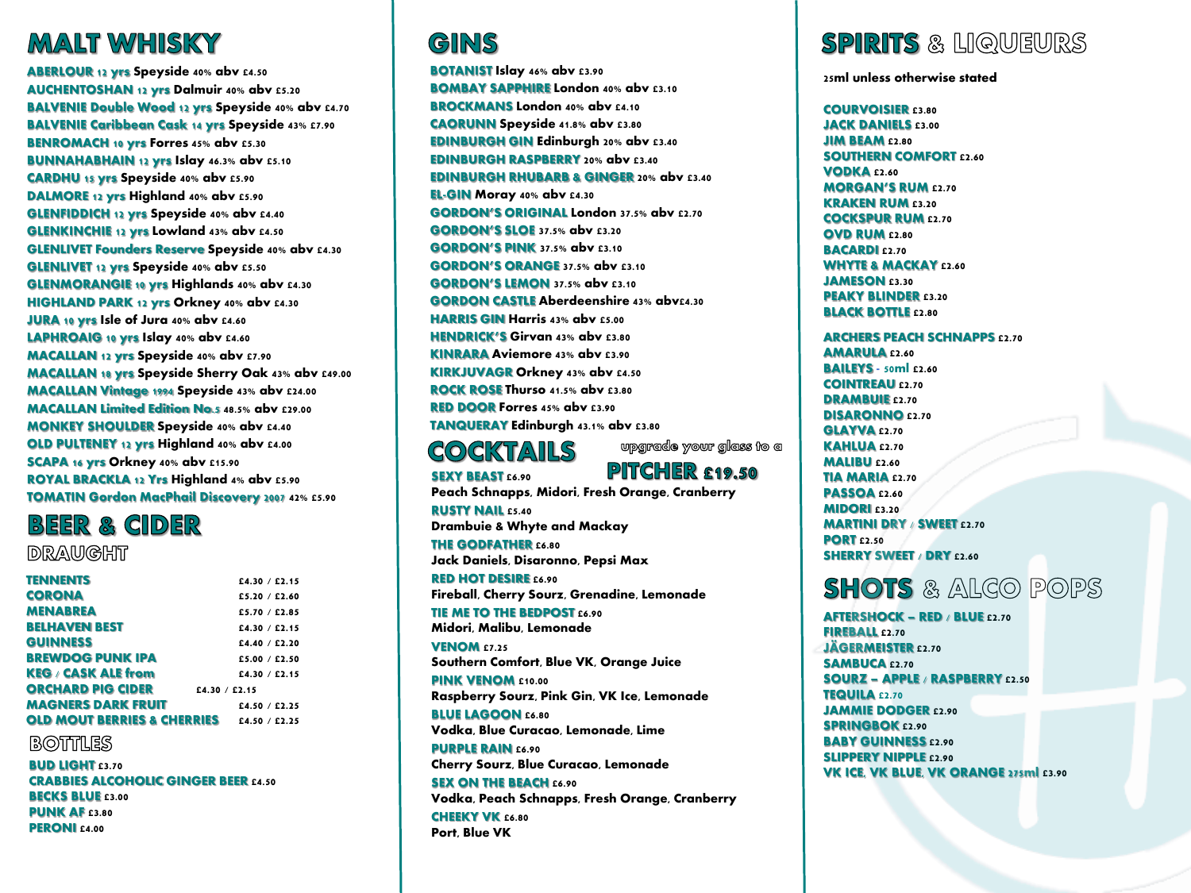# MALT WHISKY

**ABERLOUR 12 yrs** Speyside 40% abv £4.50
**AUCHENTOSHAN 12 yrs** Dalmuir 40% abv £5.20
**BALVENIE Double Wood 12 yrs** Speyside 40% abv £4.70
**BALVENIE Caribbean Cask 14 yrs** Speyside 43% £7.90
**BENROMACH 10 yrs** Forres 45% abv £5.30
**BUNNAHABHAIN 12 yrs** Islay 46.3% abv £5.10
**CARDHU 15 yrs** Speyside 40% abv £5.90
**DALMORE 12 yrs** Highland 40% abv £5.90
**GLENFIDDICH 12 yrs** Speyside 40% abv £4.40
**GLENKINCHIE 12 yrs** Lowland 43% abv £4.50
**GLENLIVET Founders Reserve** Speyside 40% abv £4.30
**GLENLIVET 12 yrs** Speyside 40% abv £5.50
**GLENMORANGIE 10 yrs** Highlands 40% abv £4.30
**HIGHLAND PARK 12 yrs** Orkney 40% abv £4.30
**JURA 10 yrs** Isle of Jura 40% abv £4.60
**LAPHROAIG 10 yrs** Islay 40% abv £4.60
**MACALLAN 12 yrs** Speyside 40% abv £7.90
**MACALLAN 18 yrs** Speyside Sherry Oak 43% abv £49.00
**MACALLAN Vintage 1994** Speyside 43% abv £24.00
**MACALLAN Limited Edition No.5** 48.5% abv £29.00
**MONKEY SHOULDER** Speyside 40% abv £4.40
**OLD PULTENEY 12 yrs** Highland 40% abv £4.00
**SCAPA 16 yrs** Orkney 40% abv £15.90
**ROYAL BRACKLA 12 Yrs** Highland 4% abv £5.90
**TOMATIN Gordon MacPhail Discovery 2007** 42% £5.90

# BEER & CIDER

## DRAUGHT

| | |
|---|---|
| **TENNENTS** | £4.30 / £2.15 |
| **CORONA** | £5.20 / £2.60 |
| **MENABREA** | £5.70 / £2.85 |
| **BELHAVEN BEST** | £4.30 / £2.15 |
| **GUINNESS** | £4.40 / £2.20 |
| **BREWDOG PUNK IPA** | £5.00 / £2.50 |
| **KEG / CASK ALE from** | £4.30 / £2.15 |
| **ORCHARD PIG CIDER** | £4.30 / £2.15 |
| **MAGNERS DARK FRUIT** | £4.50 / £2.25 |
| **OLD MOUT BERRIES & CHERRIES** | £4.50 / £2.25 |

## BOTTLES

**BUD LIGHT** £3.70
**CRABBIES ALCOHOLIC GINGER BEER** £4.50
**BECKS BLUE** £3.00
**PUNK AF** £3.80
**PERONI** £4.00

# GINS

**BOTANIST** Islay 46% abv £3.90
**BOMBAY SAPPHIRE** London 40% abv £3.10
**BROCKMANS** London 40% abv £4.10
**CAORUNN** Speyside 41.8% abv £3.80
**EDINBURGH GIN** Edinburgh 20% abv £3.40
**EDINBURGH RASPBERRY** 20% abv £3.40
**EDINBURGH RHUBARB & GINGER** 20% abv £3.40
**EL-GIN** Moray 40% abv £4.30
**GORDON'S ORIGINAL** London 37.5% abv £2.70
**GORDON'S SLOE** 37.5% abv £3.20
**GORDON'S PINK** 37.5% abv £3.10
**GORDON'S ORANGE** 37.5% abv £3.10
**GORDON'S LEMON** 37.5% abv £3.10
**GORDON CASTLE** Aberdeenshire 43% abv£4.30
**HARRIS GIN** Harris 43% abv £5.00
**HENDRICK'S** Girvan 43% abv £3.80
**KINRARA** Aviemore 43% abv £3.90
**KIRKJUVAGR** Orkney 43% abv £4.50
**ROCK ROSE** Thurso 41.5% abv £3.80
**RED DOOR** Forres 45% abv £3.90
**TANQUERAY** Edinburgh 43.1% abv £3.80

# COCKTAILS

upgrade your glass to a **PITCHER £19.50**

**SEXY BEAST** £6.90
Peach Schnapps, Midori, Fresh Orange, Cranberry

**RUSTY NAIL** £5.40
Drambuie & Whyte and Mackay

**THE GODFATHER** £6.80
Jack Daniels, Disaronno, Pepsi Max

**RED HOT DESIRE** £6.90
Fireball, Cherry Sourz, Grenadine, Lemonade

**TIE ME TO THE BEDPOST** £6.90
Midori, Malibu, Lemonade

**VENOM** £7.25
Southern Comfort, Blue VK, Orange Juice

**PINK VENOM** £10.00
Raspberry Sourz, Pink Gin, VK Ice, Lemonade

**BLUE LAGOON** £6.80
Vodka, Blue Curacao, Lemonade, Lime

**PURPLE RAIN** £6.90
Cherry Sourz, Blue Curacao, Lemonade

**SEX ON THE BEACH** £6.90
Vodka, Peach Schnapps, Fresh Orange, Cranberry

**CHEEKY VK** £6.80
Port, Blue VK

# SPIRITS & LIQUEURS

25ml unless otherwise stated

**COURVOISIER** £3.80
**JACK DANIELS** £3.00
**JIM BEAM** £2.80
**SOUTHERN COMFORT** £2.60
**VODKA** £2.60
**MORGAN'S RUM** £2.70
**KRAKEN RUM** £3.20
**COCKSPUR RUM** £2.70
**OVD RUM** £2.80
**BACARDI** £2.70
**WHYTE & MACKAY** £2.60
**JAMESON** £3.30
**PEAKY BLINDER** £3.20
**BLACK BOTTLE** £2.80

**ARCHERS PEACH SCHNAPPS** £2.70
**AMARULA** £2.60
**BAILEYS** - 50ml £2.60
**COINTREAU** £2.70
**DRAMBUIE** £2.70
**DISARONNO** £2.70
**GLAYVA** £2.70
**KAHLUA** £2.70
**MALIBU** £2.60
**TIA MARIA** £2.70
**PASSOA** £2.60
**MIDORI** £3.20
**MARTINI DRY / SWEET** £2.70
**PORT** £2.50
**SHERRY SWEET / DRY** £2.60

# SHOTS & ALCO POPS

**AFTERSHOCK – RED / BLUE** £2.70
**FIREBALL** £2.70
**JÄGERMEISTER** £2.70
**SAMBUCA** £2.70
**SOURZ – APPLE / RASPBERRY** £2.50
**TEQUILA** £2.70
**JAMMIE DODGER** £2.90
**SPRINGBOK** £2.90
**BABY GUINNESS** £2.90
**SLIPPERY NIPPLE** £2.90
**VK ICE, VK BLUE, VK ORANGE** 275ml £3.90